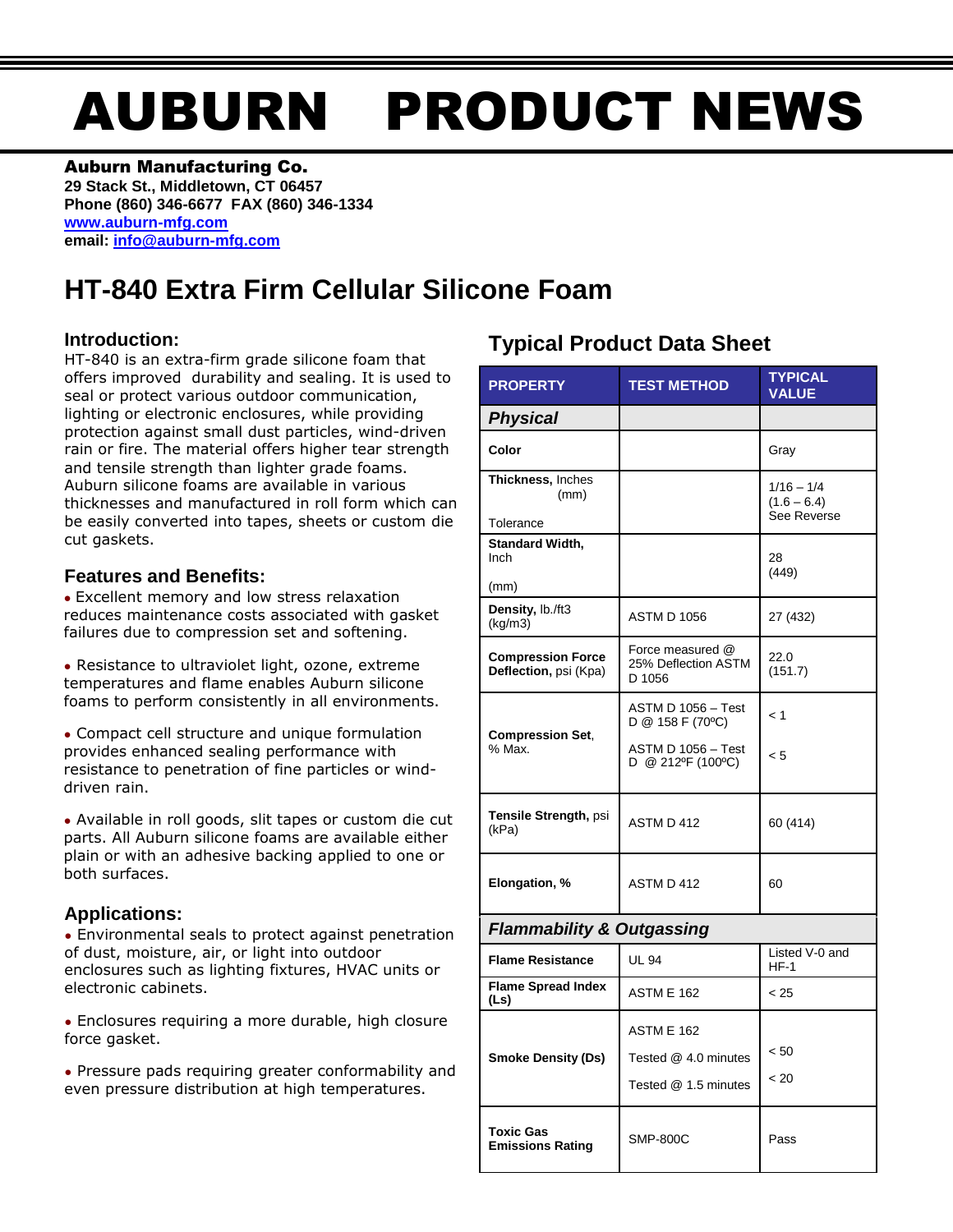# AUBURN PRODUCT NEWS

**Auburn Manufacturing Co.**
**29 Stack St., Middletown, CT 06457**
**Phone (860) 346-6677 FAX (860) 346-1334**
**www.auburn-mfg.com**
**email: info@auburn-mfg.com**

## HT-840 Extra Firm Cellular Silicone Foam

### Introduction:

HT-840 is an extra-firm grade silicone foam that offers improved durability and sealing. It is used to seal or protect various outdoor communication, lighting or electronic enclosures, while providing protection against small dust particles, wind-driven rain or fire. The material offers higher tear strength and tensile strength than lighter grade foams. Auburn silicone foams are available in various thicknesses and manufactured in roll form which can be easily converted into tapes, sheets or custom die cut gaskets.

### Features and Benefits:

- Excellent memory and low stress relaxation reduces maintenance costs associated with gasket failures due to compression set and softening.
- Resistance to ultraviolet light, ozone, extreme temperatures and flame enables Auburn silicone foams to perform consistently in all environments.
- Compact cell structure and unique formulation provides enhanced sealing performance with resistance to penetration of fine particles or wind-driven rain.
- Available in roll goods, slit tapes or custom die cut parts. All Auburn silicone foams are available either plain or with an adhesive backing applied to one or both surfaces.

### Applications:

- Environmental seals to protect against penetration of dust, moisture, air, or light into outdoor enclosures such as lighting fixtures, HVAC units or electronic cabinets.
- Enclosures requiring a more durable, high closure force gasket.
- Pressure pads requiring greater conformability and even pressure distribution at high temperatures.

## Typical Product Data Sheet

| PROPERTY | TEST METHOD | TYPICAL VALUE |
|---|---|---|
| ***Physical*** | | |
| **Color** | | Gray |
| **Thickness,** Inches (mm) Tolerance | | 1/16 – 1/4 (1.6 – 6.4) See Reverse |
| **Standard Width,** Inch (mm) | | 28 (449) |
| **Density,** lb./ft3 (kg/m3) | ASTM D 1056 | 27 (432) |
| **Compression Force Deflection,** psi (Kpa) | Force measured @ 25% Deflection ASTM D 1056 | 22.0 (151.7) |
| **Compression Set,** % Max. | ASTM D 1056 – Test D @ 158 F (70ºC)<br>ASTM D 1056 – Test D @ 212ºF (100ºC) | < 1<br>< 5 |
| **Tensile Strength,** psi (kPa) | ASTM D 412 | 60 (414) |
| **Elongation, %** | ASTM D 412 | 60 |
| ***Flammability & Outgassing*** | | |
| **Flame Resistance** | UL 94 | Listed V-0 and HF-1 |
| **Flame Spread Index (Ls)** | ASTM E 162 | < 25 |
| **Smoke Density (Ds)** | ASTM E 162<br>Tested @ 4.0 minutes<br>Tested @ 1.5 minutes | < 50<br>< 20 |
| **Toxic Gas Emissions Rating** | SMP-800C | Pass |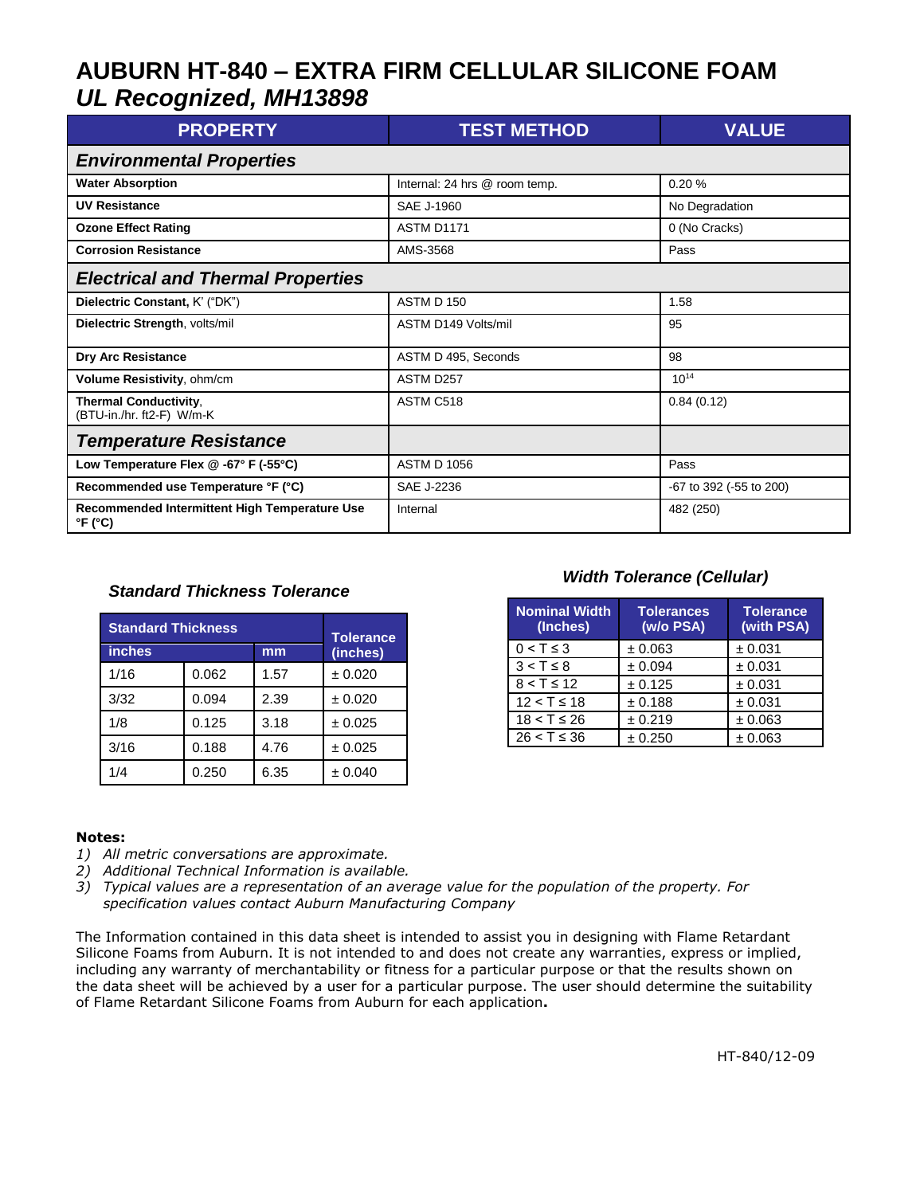# AUBURN HT-840 – EXTRA FIRM CELLULAR SILICONE FOAM

## *UL Recognized, MH13898*

| PROPERTY | TEST METHOD | VALUE |
|---|---|---|
| ***Environmental Properties*** | | |
| **Water Absorption** | Internal: 24 hrs @ room temp. | 0.20 % |
| **UV Resistance** | SAE J-1960 | No Degradation |
| **Ozone Effect Rating** | ASTM D1171 | 0 (No Cracks) |
| **Corrosion Resistance** | AMS-3568 | Pass |
| ***Electrical and Thermal Properties*** | | |
| **Dielectric Constant**, K' ("DK") | ASTM D 150 | 1.58 |
| **Dielectric Strength**, volts/mil | ASTM D149 Volts/mil | 95 |
| **Dry Arc Resistance** | ASTM D 495, Seconds | 98 |
| **Volume Resistivity**, ohm/cm | ASTM D257 | $10^{14}$ |
| **Thermal Conductivity**, (BTU-in./hr. ft2-F) W/m-K | ASTM C518 | 0.84 (0.12) |
| ***Temperature Resistance*** | | |
| **Low Temperature Flex @ -67° F (-55°C)** | ASTM D 1056 | Pass |
| **Recommended use Temperature °F (°C)** | SAE J-2236 | -67 to 392 (-55 to 200) |
| **Recommended Intermittent High Temperature Use °F (°C)** | Internal | 482 (250) |

### *Standard Thickness Tolerance*

| Standard Thickness | | | Tolerance (inches) |
|---|---|---|---|
| inches | | mm | |
| 1/16 | 0.062 | 1.57 | ± 0.020 |
| 3/32 | 0.094 | 2.39 | ± 0.020 |
| 1/8 | 0.125 | 3.18 | ± 0.025 |
| 3/16 | 0.188 | 4.76 | ± 0.025 |
| 1/4 | 0.250 | 6.35 | ± 0.040 |

### *Width Tolerance (Cellular)*

| Nominal Width (Inches) | Tolerances (w/o PSA) | Tolerance (with PSA) |
|---|---|---|
| $0 < T \leq 3$ | ± 0.063 | ± 0.031 |
| $3 < T \leq 8$ | ± 0.094 | ± 0.031 |
| $8 < T \leq 12$ | ± 0.125 | ± 0.031 |
| $12 < T \leq 18$ | ± 0.188 | ± 0.031 |
| $18 < T \leq 26$ | ± 0.219 | ± 0.063 |
| $26 < T \leq 36$ | ± 0.250 | ± 0.063 |

**Notes:**

1) *All metric conversations are approximate.*
2) *Additional Technical Information is available.*
3) *Typical values are a representation of an average value for the population of the property. For specification values contact Auburn Manufacturing Company*

The Information contained in this data sheet is intended to assist you in designing with Flame Retardant Silicone Foams from Auburn. It is not intended to and does not create any warranties, express or implied, including any warranty of merchantability or fitness for a particular purpose or that the results shown on the data sheet will be achieved by a user for a particular purpose. The user should determine the suitability of Flame Retardant Silicone Foams from Auburn for each application**.**

HT-840/12-09